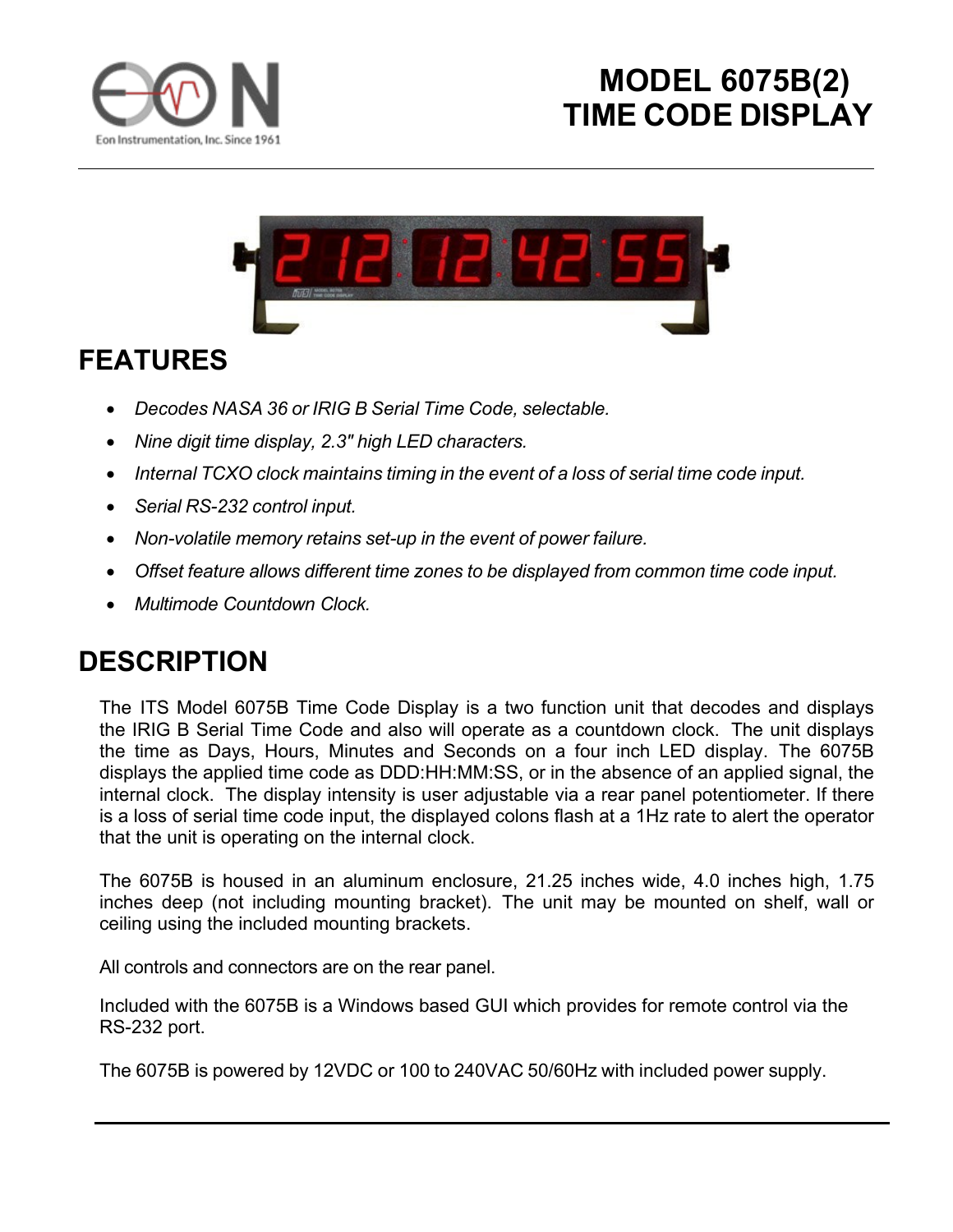Eon Instrumentation, Inc. Since 1961

# MODEL 6075B(2) TIME CODE DISPLAY

## FEATURES

- *Decodes NASA 36 or IRIG B Serial Time Code, selectable.*
- *Nine digit time display, 2.3" high LED characters.*
- *Internal TCXO clock maintains timing in the event of a loss of serial time code input.*
- *Serial RS-232 control input.*
- *Non-volatile memory retains set-up in the event of power failure.*
- *Offset feature allows different time zones to be displayed from common time code input.*
- *Multimode Countdown Clock.*

## DESCRIPTION

The ITS Model 6075B Time Code Display is a two function unit that decodes and displays the IRIG B Serial Time Code and also will operate as a countdown clock. The unit displays the time as Days, Hours, Minutes and Seconds on a four inch LED display. The 6075B displays the applied time code as DDD:HH:MM:SS, or in the absence of an applied signal, the internal clock. The display intensity is user adjustable via a rear panel potentiometer. If there is a loss of serial time code input, the displayed colons flash at a 1Hz rate to alert the operator that the unit is operating on the internal clock.

The 6075B is housed in an aluminum enclosure, 21.25 inches wide, 4.0 inches high, 1.75 inches deep (not including mounting bracket). The unit may be mounted on shelf, wall or ceiling using the included mounting brackets.

All controls and connectors are on the rear panel.

Included with the 6075B is a Windows based GUI which provides for remote control via the RS-232 port.

The 6075B is powered by 12VDC or 100 to 240VAC 50/60Hz with included power supply.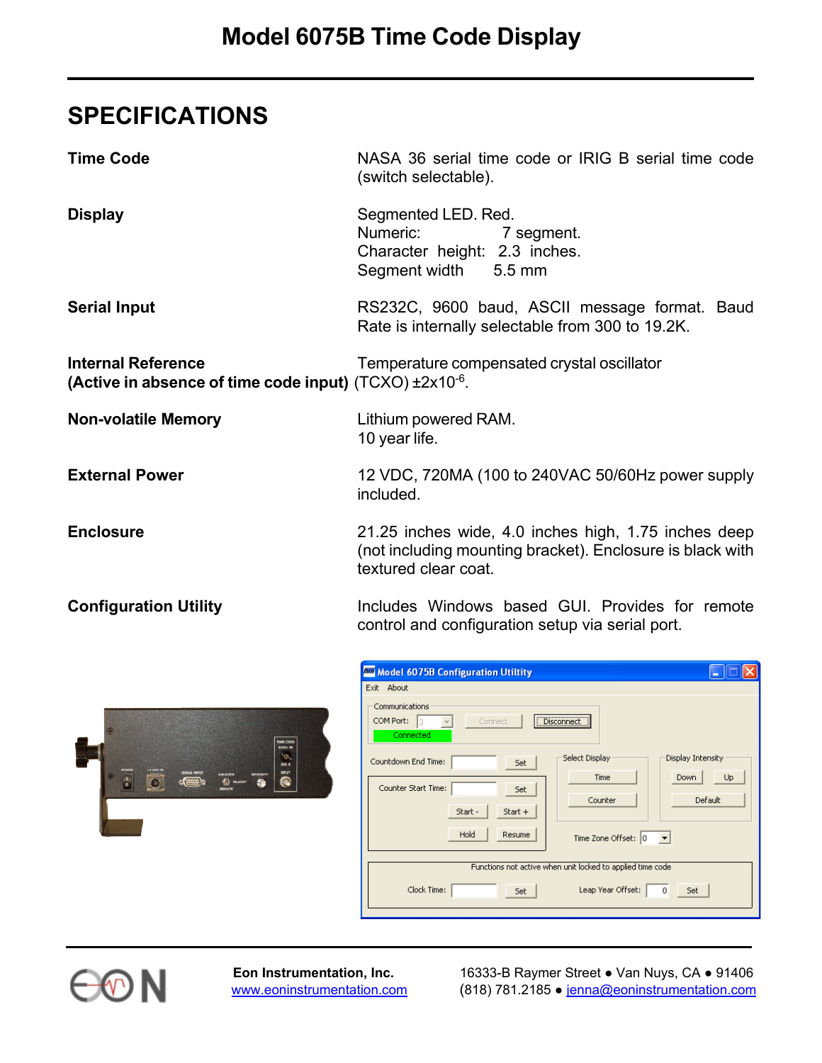# Model 6075B Time Code Display

## SPECIFICATIONS

| | |
|---|---|
| **Time Code** | NASA 36 serial time code or IRIG B serial time code (switch selectable). |
| **Display** | Segmented LED. Red.<br>Numeric: 7 segment.<br>Character height: 2.3 inches.<br>Segment width 5.5 mm |
| **Serial Input** | RS232C, 9600 baud, ASCII message format. Baud Rate is internally selectable from 300 to 19.2K. |
| **Internal Reference (Active in absence of time code input)** | Temperature compensated crystal oscillator (TCXO) $\pm 2x10^{-6}$. |
| **Non-volatile Memory** | Lithium powered RAM.<br>10 year life. |
| **External Power** | 12 VDC, 720MA (100 to 240VAC 50/60Hz power supply included. |
| **Enclosure** | 21.25 inches wide, 4.0 inches high, 1.75 inches deep (not including mounting bracket). Enclosure is black with textured clear coat. |
| **Configuration Utility** | Includes Windows based GUI. Provides for remote control and configuration setup via serial port. |

**Eon Instrumentation, Inc.**
www.eoninstrumentation.com

16333-B Raymer Street • Van Nuys, CA • 91406
(818) 781.2185 • jenna@eoninstrumentation.com